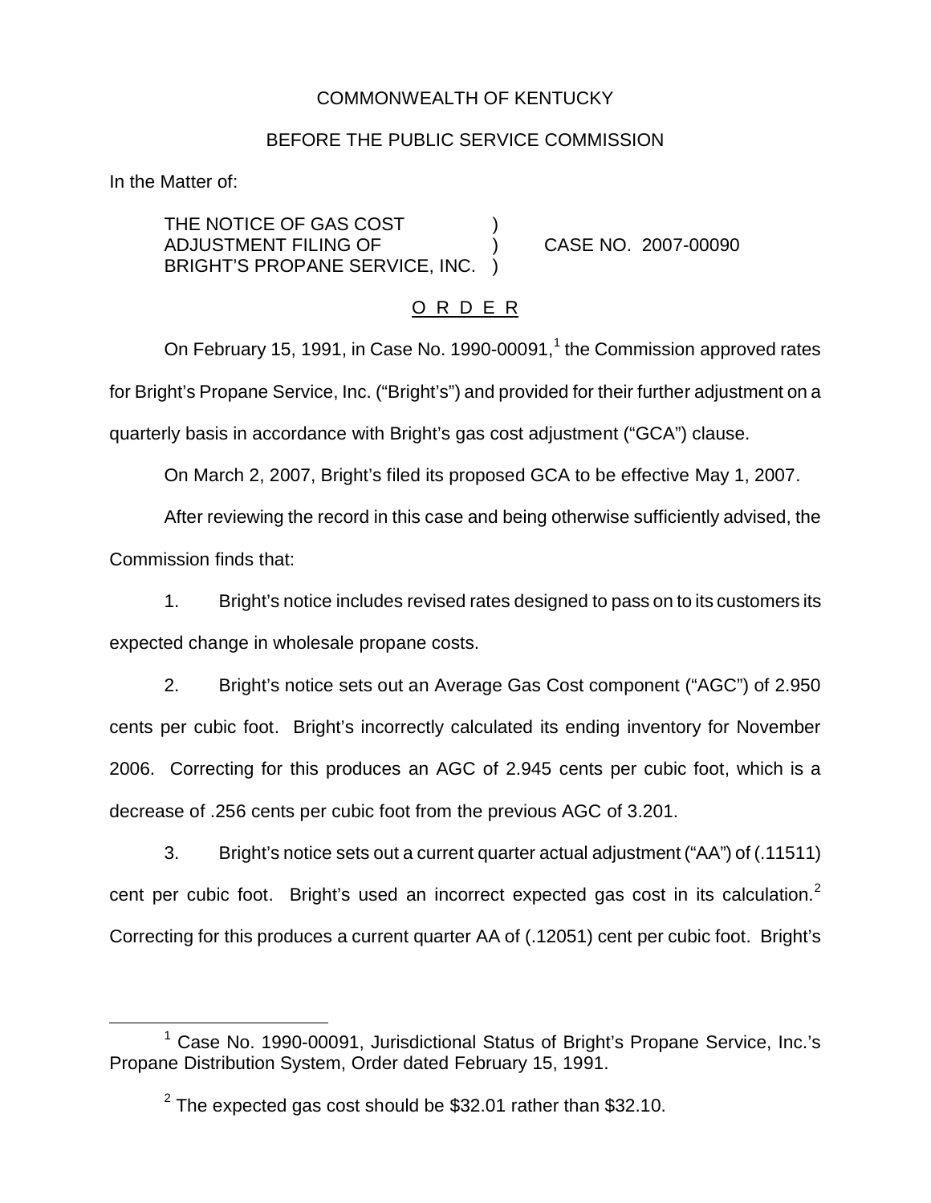COMMONWEALTH OF KENTUCKY

BEFORE THE PUBLIC SERVICE COMMISSION

In the Matter of:

THE NOTICE OF GAS COST ADJUSTMENT FILING OF BRIGHT'S PROPANE SERVICE, INC. ) CASE NO. 2007-00090

O R D E R

On February 15, 1991, in Case No. 1990-00091,[1] the Commission approved rates for Bright's Propane Service, Inc. ("Bright's") and provided for their further adjustment on a quarterly basis in accordance with Bright's gas cost adjustment ("GCA") clause.

On March 2, 2007, Bright's filed its proposed GCA to be effective May 1, 2007.

After reviewing the record in this case and being otherwise sufficiently advised, the Commission finds that:

1. Bright's notice includes revised rates designed to pass on to its customers its expected change in wholesale propane costs.

2. Bright's notice sets out an Average Gas Cost component ("AGC") of 2.950 cents per cubic foot. Bright's incorrectly calculated its ending inventory for November 2006. Correcting for this produces an AGC of 2.945 cents per cubic foot, which is a decrease of .256 cents per cubic foot from the previous AGC of 3.201.

3. Bright's notice sets out a current quarter actual adjustment ("AA") of (.11511) cent per cubic foot. Bright's used an incorrect expected gas cost in its calculation.[2] Correcting for this produces a current quarter AA of (.12051) cent per cubic foot. Bright's

[1] Case No. 1990-00091, Jurisdictional Status of Bright's Propane Service, Inc.'s Propane Distribution System, Order dated February 15, 1991.

[2] The expected gas cost should be $32.01 rather than $32.10.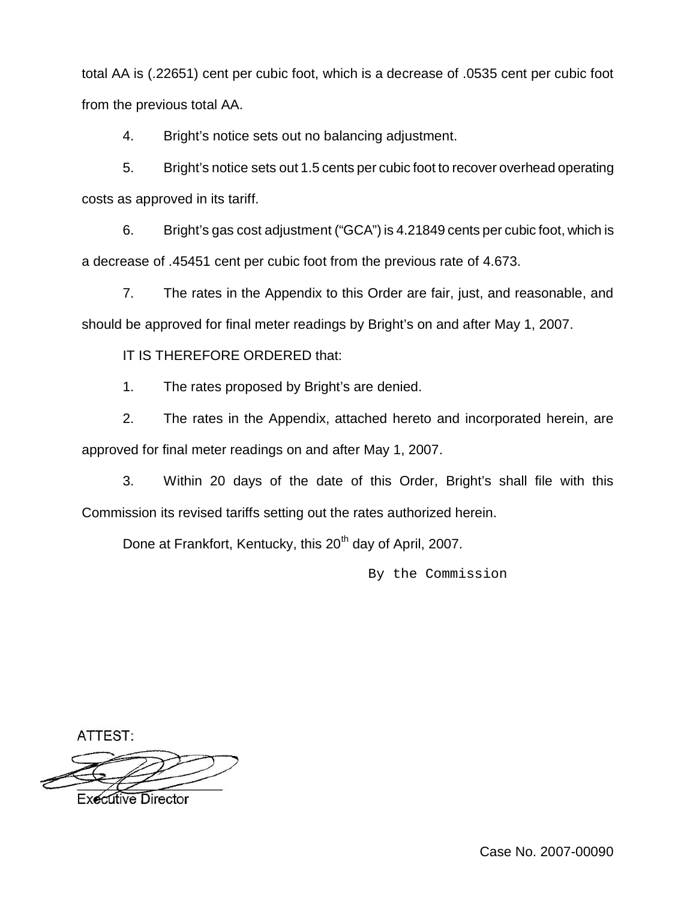total AA is (.22651) cent per cubic foot, which is a decrease of .0535 cent per cubic foot from the previous total AA.

4. Bright's notice sets out no balancing adjustment.

5. Bright's notice sets out 1.5 cents per cubic foot to recover overhead operating costs as approved in its tariff.

6. Bright's gas cost adjustment ("GCA") is 4.21849 cents per cubic foot, which is a decrease of .45451 cent per cubic foot from the previous rate of 4.673.

7. The rates in the Appendix to this Order are fair, just, and reasonable, and should be approved for final meter readings by Bright's on and after May 1, 2007.

IT IS THEREFORE ORDERED that:

1. The rates proposed by Bright's are denied.

2. The rates in the Appendix, attached hereto and incorporated herein, are approved for final meter readings on and after May 1, 2007.

3. Within 20 days of the date of this Order, Bright's shall file with this Commission its revised tariffs setting out the rates authorized herein.

Done at Frankfort, Kentucky, this 20th day of April, 2007.

By the Commission

ATTEST:

Executive Director

Case No. 2007-00090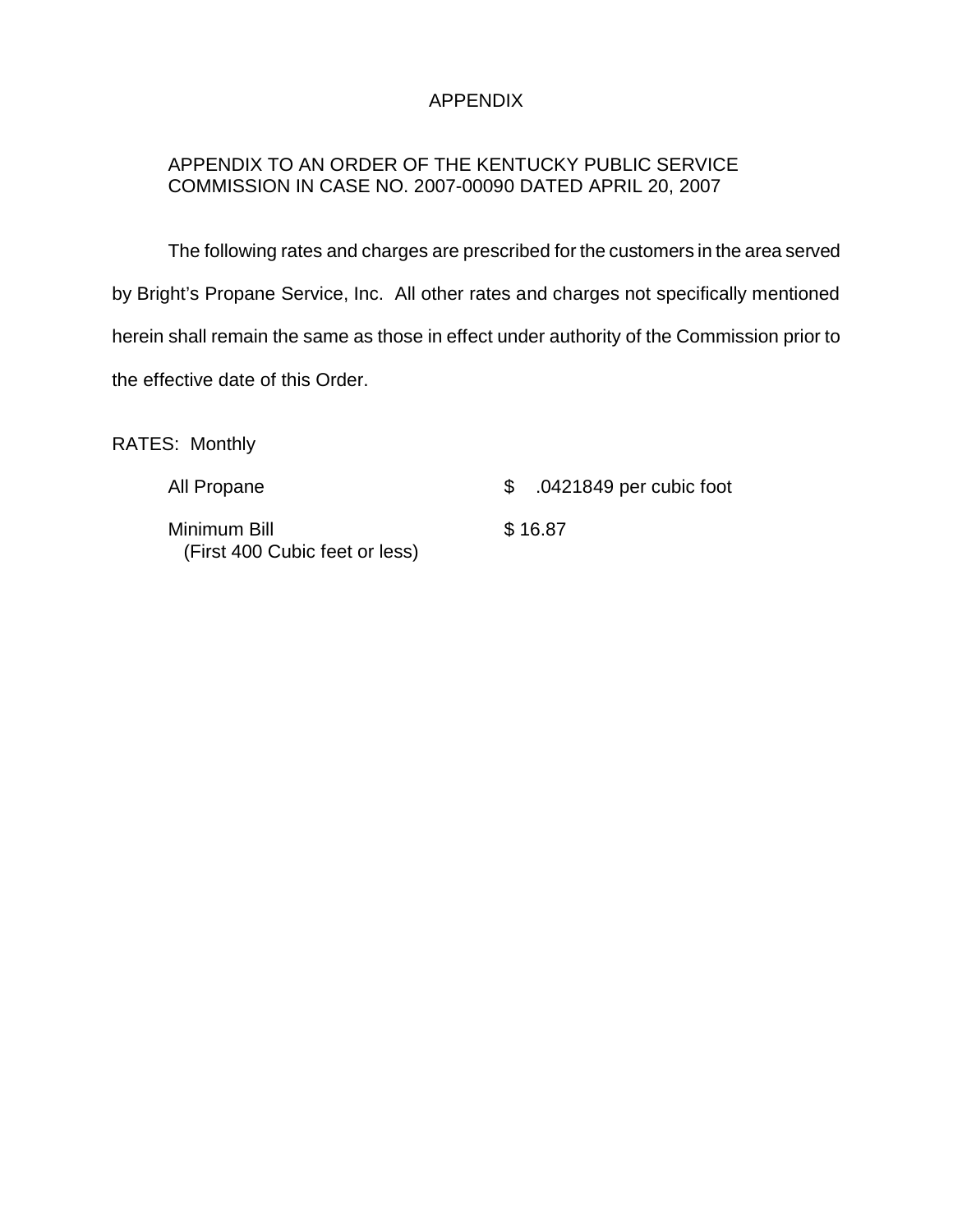# APPENDIX

APPENDIX TO AN ORDER OF THE KENTUCKY PUBLIC SERVICE COMMISSION IN CASE NO. 2007-00090 DATED APRIL 20, 2007

The following rates and charges are prescribed for the customers in the area served by Bright's Propane Service, Inc. All other rates and charges not specifically mentioned herein shall remain the same as those in effect under authority of the Commission prior to the effective date of this Order.

RATES: Monthly

| | |
|---|---|
| All Propane | $ .0421849 per cubic foot |
| Minimum Bill (First 400 Cubic feet or less) | $ 16.87 |